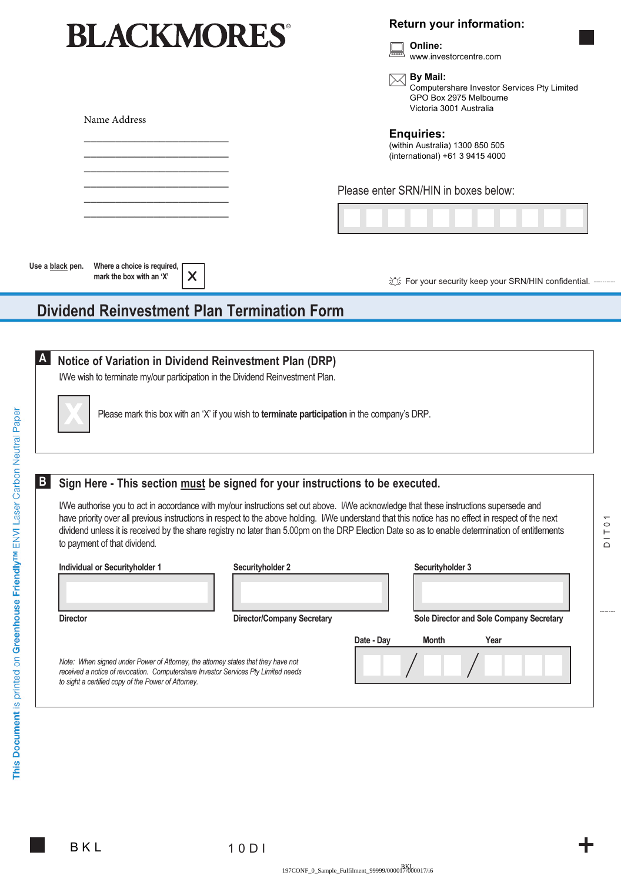# BLACKMORES®

Name Address

\_\_\_\_\_\_\_\_\_\_\_\_\_\_\_\_\_\_\_\_\_\_\_\_\_\_\_\_\_\_

\_\_\_\_\_\_\_\_\_\_\_\_\_\_\_\_\_\_\_\_\_\_\_\_\_\_\_\_\_\_

\_\_\_\_\_\_\_\_\_\_\_\_\_\_\_\_\_\_\_\_\_\_\_\_\_\_\_\_\_\_

\_\_\_\_\_\_\_\_\_\_\_\_\_\_\_\_\_\_\_\_\_\_\_\_\_\_\_\_\_\_

\_\_\_\_\_\_\_\_\_\_\_\_\_\_\_\_\_\_\_\_\_\_\_\_\_\_\_\_\_\_

\_\_\_\_\_\_\_\_\_\_\_\_\_\_\_\_\_\_\_\_\_\_\_\_\_\_\_\_\_\_

**Return your information:**

**Online:**
www.investorcentre.com

**By Mail:**
Computershare Investor Services Pty Limited
GPO Box 2975 Melbourne
Victoria 3001 Australia

**Enquiries:**
(within Australia) 1300 850 505
(international) +61 3 9415 4000

Please enter SRN/HIN in boxes below:

| | | | | | | | | | | |
|---|---|---|---|---|---|---|---|---|---|---|
| | | | | | | | | | | |

Use a black pen. **Where a choice is required, mark the box with an 'X'** X

For your security keep your SRN/HIN confidential.

## Dividend Reinvestment Plan Termination Form

### A Notice of Variation in Dividend Reinvestment Plan (DRP)

I/We wish to terminate my/our participation in the Dividend Reinvestment Plan.

X Please mark this box with an 'X' if you wish to **terminate participation** in the company's DRP.

### B Sign Here - This section must be signed for your instructions to be executed.

I/We authorise you to act in accordance with my/our instructions set out above. I/We acknowledge that these instructions supersede and have priority over all previous instructions in respect to the above holding. I/We understand that this notice has no effect in respect of the next dividend unless it is received by the share registry no later than 5.00pm on the DRP Election Date so as to enable determination of entitlements to payment of that dividend.

| Individual or Securityholder 1 | Securityholder 2 | Securityholder 3 |
|---|---|---|
| | | |
| Director | Director/Company Secretary | Sole Director and Sole Company Secretary |

Date - Day / Month / Year

*Note: When signed under Power of Attorney, the attorney states that they have not received a notice of revocation. Computershare Investor Services Pty Limited needs to sight a certified copy of the Power of Attorney.*

This Document is printed on Greenhouse Friendly™ ENVI Laser Carbon Neutral Paper

DIT01

BKL 10DI

197CONF_0_Sample_Fulfilment_99999/000017/000017/i6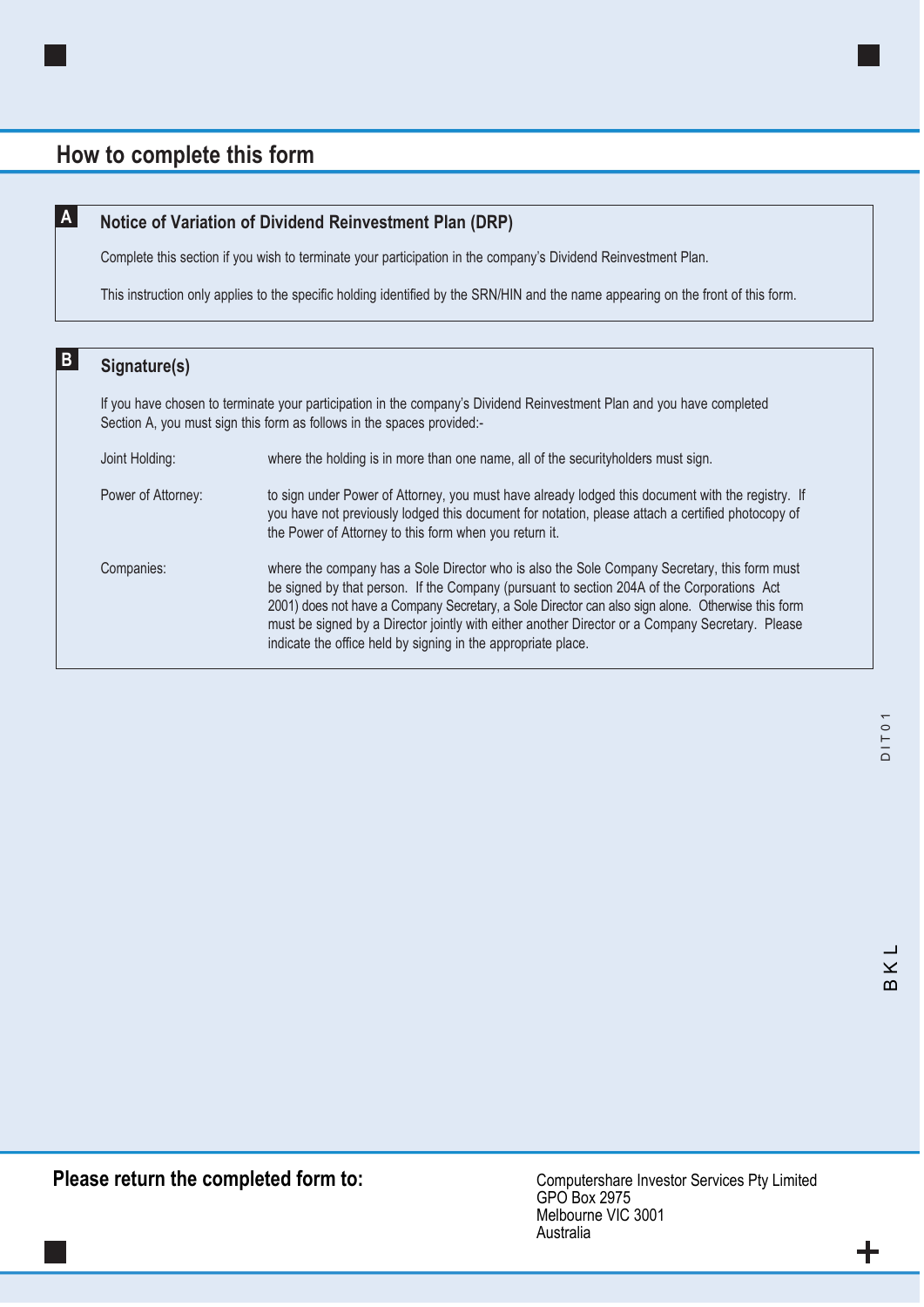## How to complete this form

### A Notice of Variation of Dividend Reinvestment Plan (DRP)

Complete this section if you wish to terminate your participation in the company's Dividend Reinvestment Plan.

This instruction only applies to the specific holding identified by the SRN/HIN and the name appearing on the front of this form.

### B Signature(s)

If you have chosen to terminate your participation in the company's Dividend Reinvestment Plan and you have completed Section A, you must sign this form as follows in the spaces provided:-

| | |
|---|---|
| Joint Holding: | where the holding is in more than one name, all of the securityholders must sign. |
| Power of Attorney: | to sign under Power of Attorney, you must have already lodged this document with the registry. If you have not previously lodged this document for notation, please attach a certified photocopy of the Power of Attorney to this form when you return it. |
| Companies: | where the company has a Sole Director who is also the Sole Company Secretary, this form must be signed by that person. If the Company (pursuant to section 204A of the Corporations Act 2001) does not have a Company Secretary, a Sole Director can also sign alone. Otherwise this form must be signed by a Director jointly with either another Director or a Company Secretary. Please indicate the office held by signing in the appropriate place. |

DIT01

BKL

**Please return the completed form to:**

Computershare Investor Services Pty Limited
GPO Box 2975
Melbourne VIC 3001
Australia